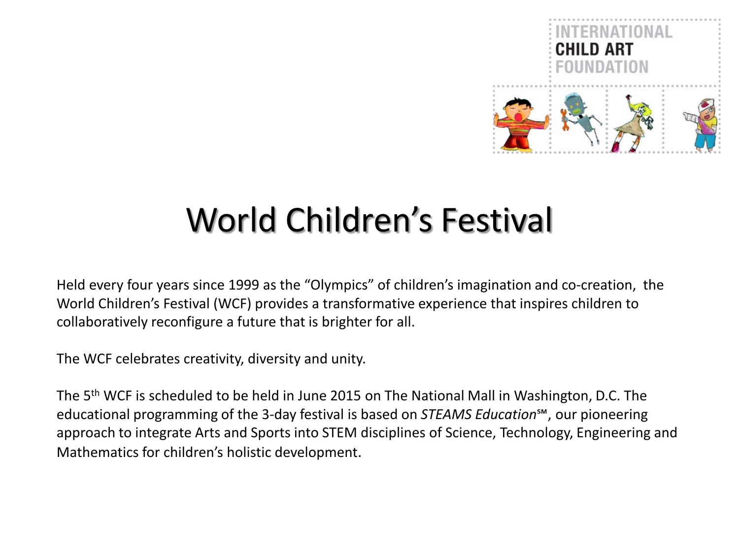INTERNATIONAL
**CHILD ART**
FOUNDATION

# World Children's Festival

Held every four years since 1999 as the "Olympics" of children's imagination and co-creation, the World Children's Festival (WCF) provides a transformative experience that inspires children to collaboratively reconfigure a future that is brighter for all.

The WCF celebrates creativity, diversity and unity.

The 5th WCF is scheduled to be held in June 2015 on The National Mall in Washington, D.C. The educational programming of the 3-day festival is based on *STEAMS Education*℠, our pioneering approach to integrate Arts and Sports into STEM disciplines of Science, Technology, Engineering and Mathematics for children's holistic development.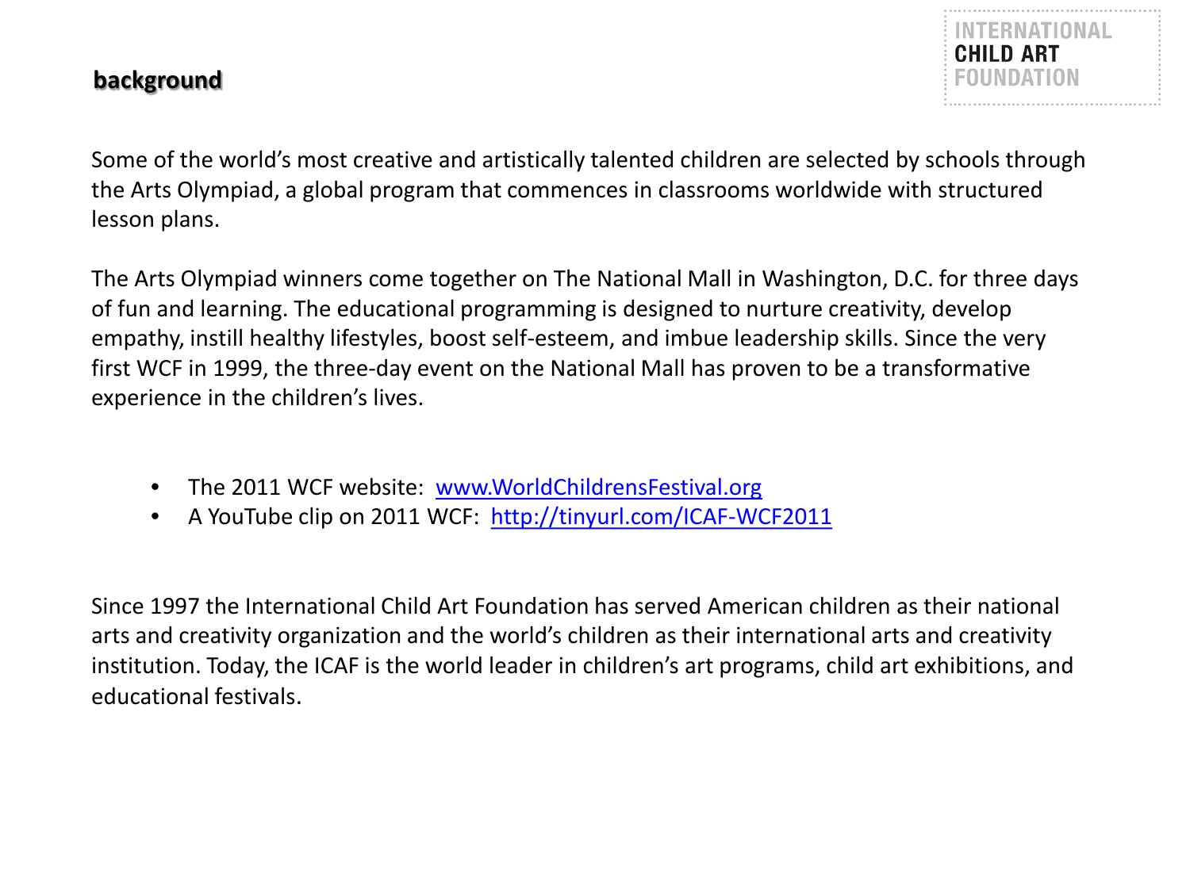## background

Some of the world's most creative and artistically talented children are selected by schools through the Arts Olympiad, a global program that commences in classrooms worldwide with structured lesson plans.

The Arts Olympiad winners come together on The National Mall in Washington, D.C. for three days of fun and learning. The educational programming is designed to nurture creativity, develop empathy, instill healthy lifestyles, boost self-esteem, and imbue leadership skills. Since the very first WCF in 1999, the three-day event on the National Mall has proven to be a transformative experience in the children's lives.

- The 2011 WCF website: www.WorldChildrensFestival.org
- A YouTube clip on 2011 WCF: http://tinyurl.com/ICAF-WCF2011

Since 1997 the International Child Art Foundation has served American children as their national arts and creativity organization and the world's children as their international arts and creativity institution. Today, the ICAF is the world leader in children's art programs, child art exhibitions, and educational festivals.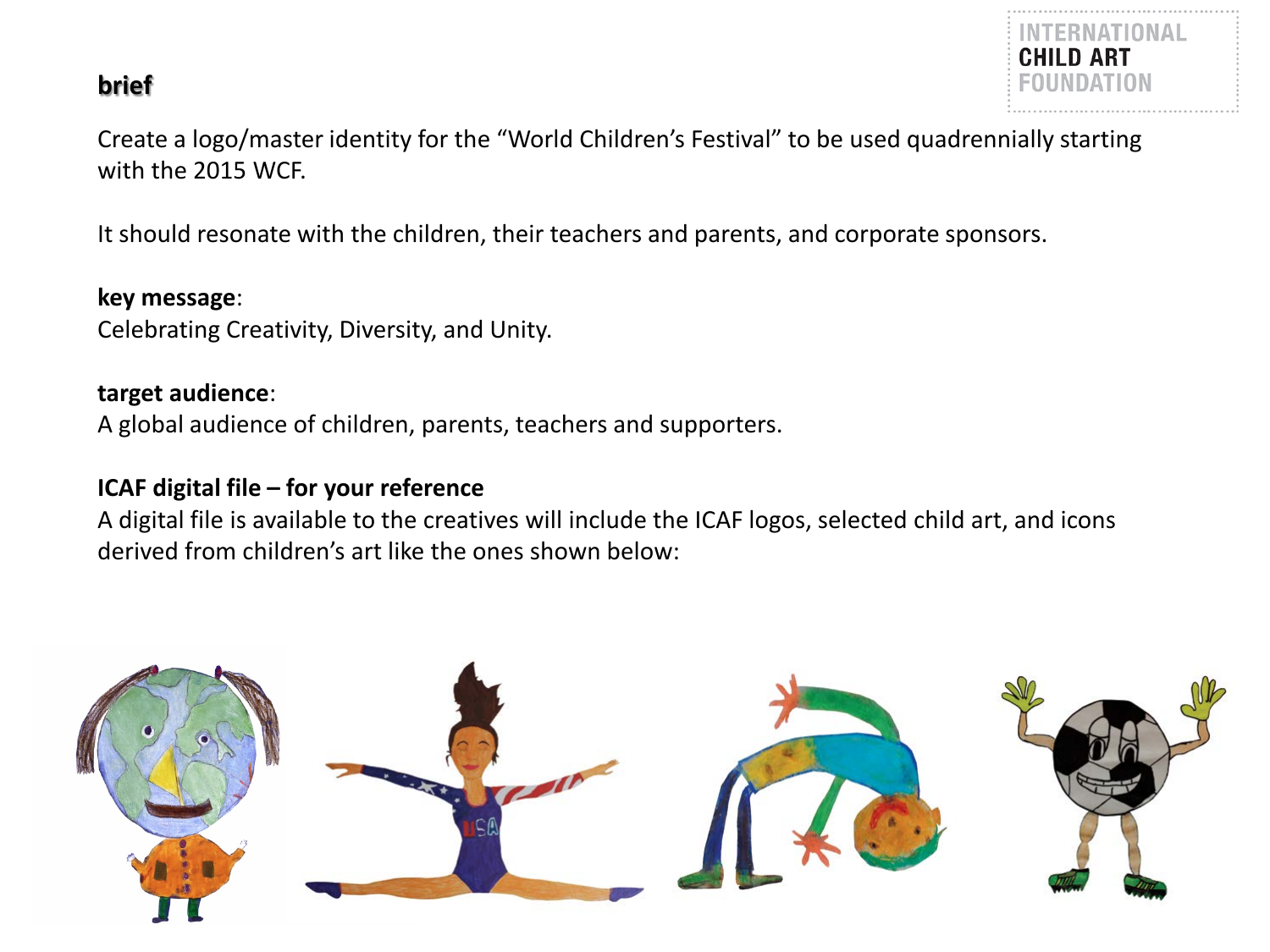**INTERNATIONAL CHILD ART FOUNDATION**

## brief

Create a logo/master identity for the "World Children's Festival" to be used quadrennially starting with the 2015 WCF.

It should resonate with the children, their teachers and parents, and corporate sponsors.

**key message**:
Celebrating Creativity, Diversity, and Unity.

**target audience**:
A global audience of children, parents, teachers and supporters.

**ICAF digital file – for your reference**
A digital file is available to the creatives will include the ICAF logos, selected child art, and icons derived from children's art like the ones shown below: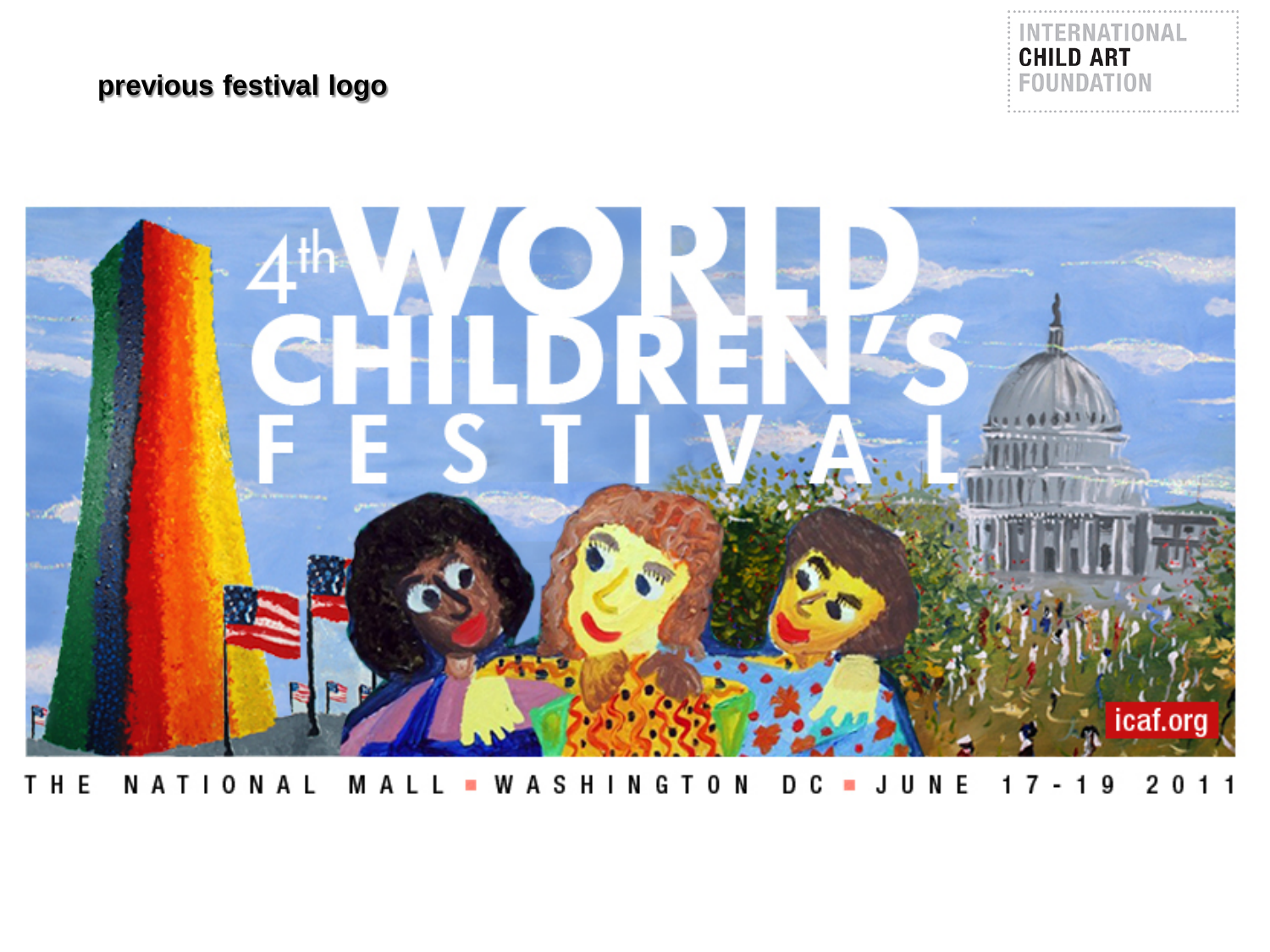**previous festival logo**

INTERNATIONAL
CHILD ART
FOUNDATION

4th WORLD CHILDREN'S FESTIVAL

icaf.org

THE NATIONAL MALL ▪ WASHINGTON DC ▪ JUNE 17-19 2011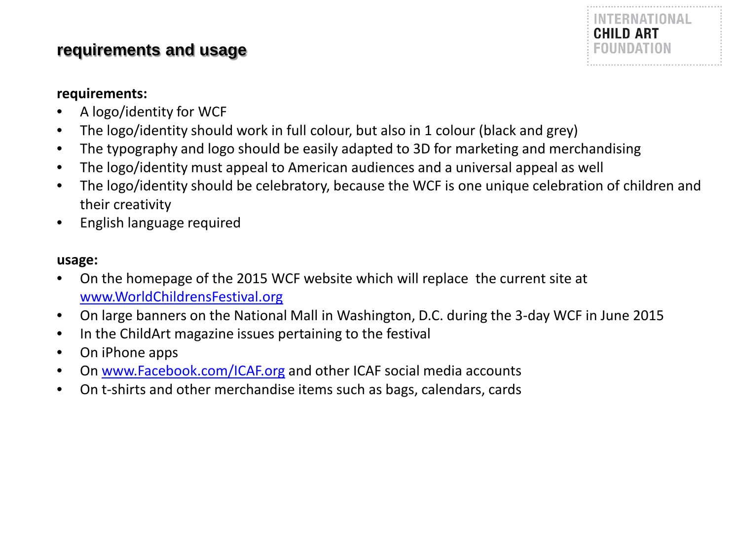## requirements and usage

**requirements:**

- A logo/identity for WCF
- The logo/identity should work in full colour, but also in 1 colour (black and grey)
- The typography and logo should be easily adapted to 3D for marketing and merchandising
- The logo/identity must appeal to American audiences and a universal appeal as well
- The logo/identity should be celebratory, because the WCF is one unique celebration of children and their creativity
- English language required

**usage:**

- On the homepage of the 2015 WCF website which will replace the current site at [www.WorldChildrensFestival.org](http://www.WorldChildrensFestival.org)
- On large banners on the National Mall in Washington, D.C. during the 3-day WCF in June 2015
- In the ChildArt magazine issues pertaining to the festival
- On iPhone apps
- On [www.Facebook.com/ICAF.org](http://www.Facebook.com/ICAF.org) and other ICAF social media accounts
- On t-shirts and other merchandise items such as bags, calendars, cards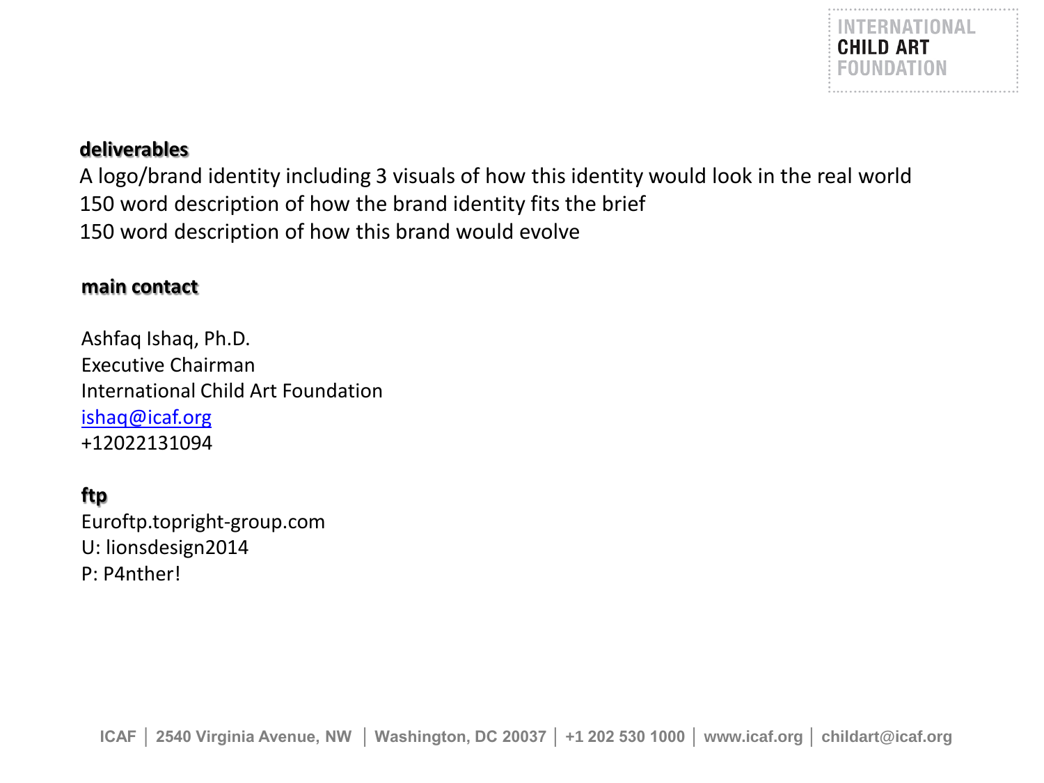**deliverables**

A logo/brand identity including 3 visuals of how this identity would look in the real world
150 word description of how the brand identity fits the brief
150 word description of how this brand would evolve

**main contact**

Ashfaq Ishaq, Ph.D.
Executive Chairman
International Child Art Foundation
ishaq@icaf.org
+12022131094

**ftp**

Euroftp.topright-group.com
U: lionsdesign2014
P: P4nther!